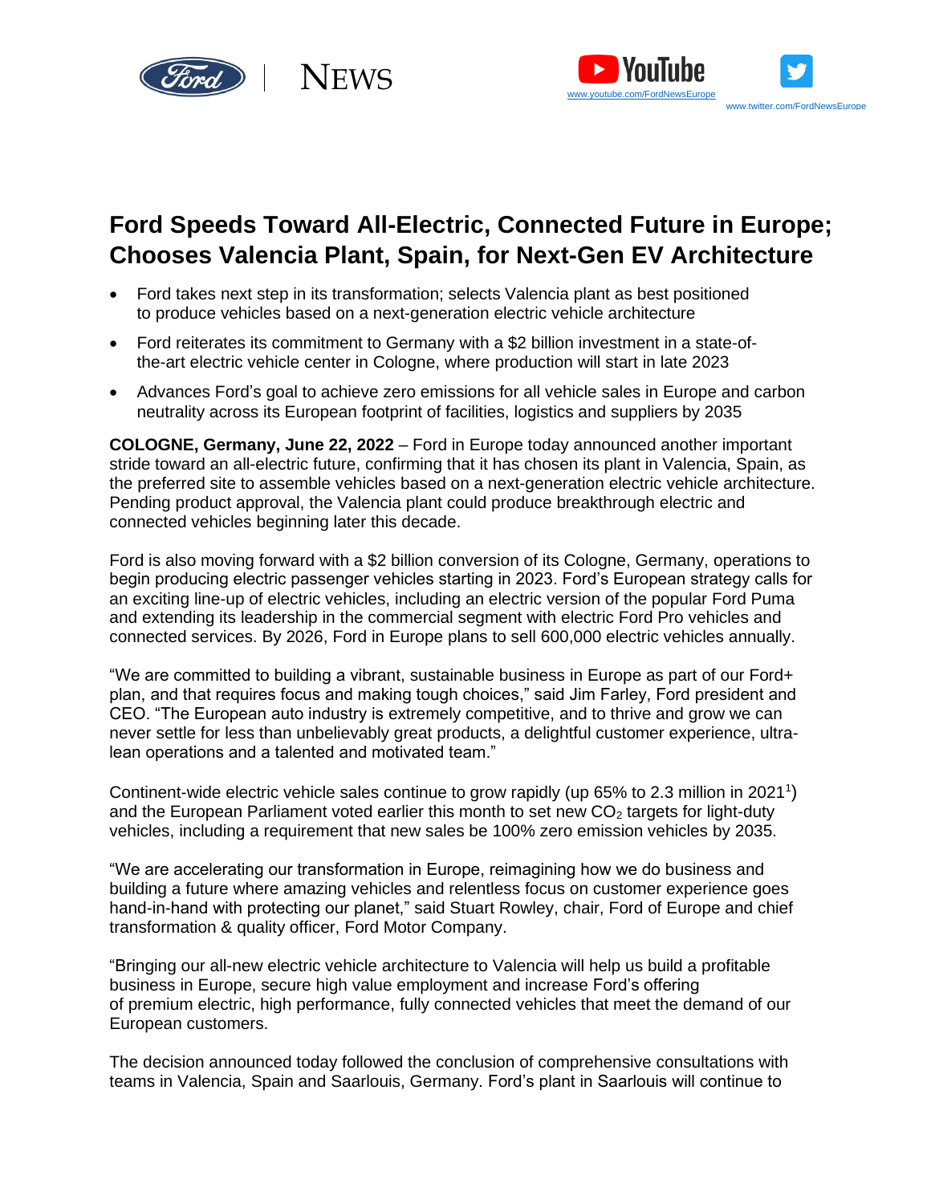Ford | NEWS

www.youtube.com/FordNewsEurope

www.twitter.com/FordNewsEurope

# Ford Speeds Toward All-Electric, Connected Future in Europe; Chooses Valencia Plant, Spain, for Next-Gen EV Architecture

- Ford takes next step in its transformation; selects Valencia plant as best positioned to produce vehicles based on a next-generation electric vehicle architecture
- Ford reiterates its commitment to Germany with a $2 billion investment in a state-of-the-art electric vehicle center in Cologne, where production will start in late 2023
- Advances Ford's goal to achieve zero emissions for all vehicle sales in Europe and carbon neutrality across its European footprint of facilities, logistics and suppliers by 2035

**COLOGNE, Germany, June 22, 2022** – Ford in Europe today announced another important stride toward an all-electric future, confirming that it has chosen its plant in Valencia, Spain, as the preferred site to assemble vehicles based on a next-generation electric vehicle architecture. Pending product approval, the Valencia plant could produce breakthrough electric and connected vehicles beginning later this decade.

Ford is also moving forward with a $2 billion conversion of its Cologne, Germany, operations to begin producing electric passenger vehicles starting in 2023. Ford's European strategy calls for an exciting line-up of electric vehicles, including an electric version of the popular Ford Puma and extending its leadership in the commercial segment with electric Ford Pro vehicles and connected services. By 2026, Ford in Europe plans to sell 600,000 electric vehicles annually.

"We are committed to building a vibrant, sustainable business in Europe as part of our Ford+ plan, and that requires focus and making tough choices," said Jim Farley, Ford president and CEO. "The European auto industry is extremely competitive, and to thrive and grow we can never settle for less than unbelievably great products, a delightful customer experience, ultra-lean operations and a talented and motivated team."

Continent-wide electric vehicle sales continue to grow rapidly (up 65% to 2.3 million in 2021[1]) and the European Parliament voted earlier this month to set new $CO_2$ targets for light-duty vehicles, including a requirement that new sales be 100% zero emission vehicles by 2035.

"We are accelerating our transformation in Europe, reimagining how we do business and building a future where amazing vehicles and relentless focus on customer experience goes hand-in-hand with protecting our planet," said Stuart Rowley, chair, Ford of Europe and chief transformation & quality officer, Ford Motor Company.

"Bringing our all-new electric vehicle architecture to Valencia will help us build a profitable business in Europe, secure high value employment and increase Ford's offering of premium electric, high performance, fully connected vehicles that meet the demand of our European customers.

The decision announced today followed the conclusion of comprehensive consultations with teams in Valencia, Spain and Saarlouis, Germany. Ford's plant in Saarlouis will continue to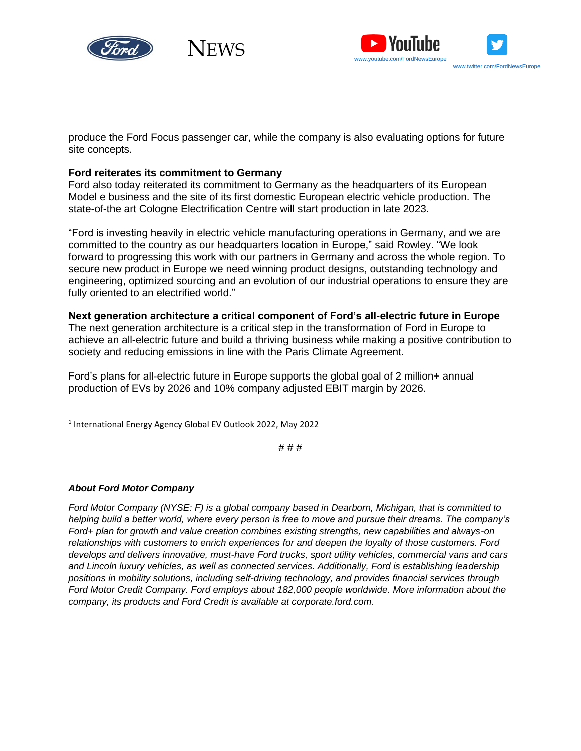produce the Ford Focus passenger car, while the company is also evaluating options for future site concepts.

**Ford reiterates its commitment to Germany**

Ford also today reiterated its commitment to Germany as the headquarters of its European Model e business and the site of its first domestic European electric vehicle production. The state-of-the art Cologne Electrification Centre will start production in late 2023.

"Ford is investing heavily in electric vehicle manufacturing operations in Germany, and we are committed to the country as our headquarters location in Europe," said Rowley. "We look forward to progressing this work with our partners in Germany and across the whole region. To secure new product in Europe we need winning product designs, outstanding technology and engineering, optimized sourcing and an evolution of our industrial operations to ensure they are fully oriented to an electrified world."

**Next generation architecture a critical component of Ford's all-electric future in Europe**

The next generation architecture is a critical step in the transformation of Ford in Europe to achieve an all-electric future and build a thriving business while making a positive contribution to society and reducing emissions in line with the Paris Climate Agreement.

Ford's plans for all-electric future in Europe supports the global goal of 2 million+ annual production of EVs by 2026 and 10% company adjusted EBIT margin by 2026.

[1] International Energy Agency Global EV Outlook 2022, May 2022

# # #

***About Ford Motor Company***

*Ford Motor Company (NYSE: F) is a global company based in Dearborn, Michigan, that is committed to helping build a better world, where every person is free to move and pursue their dreams. The company's Ford+ plan for growth and value creation combines existing strengths, new capabilities and always-on relationships with customers to enrich experiences for and deepen the loyalty of those customers. Ford develops and delivers innovative, must-have Ford trucks, sport utility vehicles, commercial vans and cars and Lincoln luxury vehicles, as well as connected services. Additionally, Ford is establishing leadership positions in mobility solutions, including self-driving technology, and provides financial services through Ford Motor Credit Company. Ford employs about 182,000 people worldwide. More information about the company, its products and Ford Credit is available at corporate.ford.com.*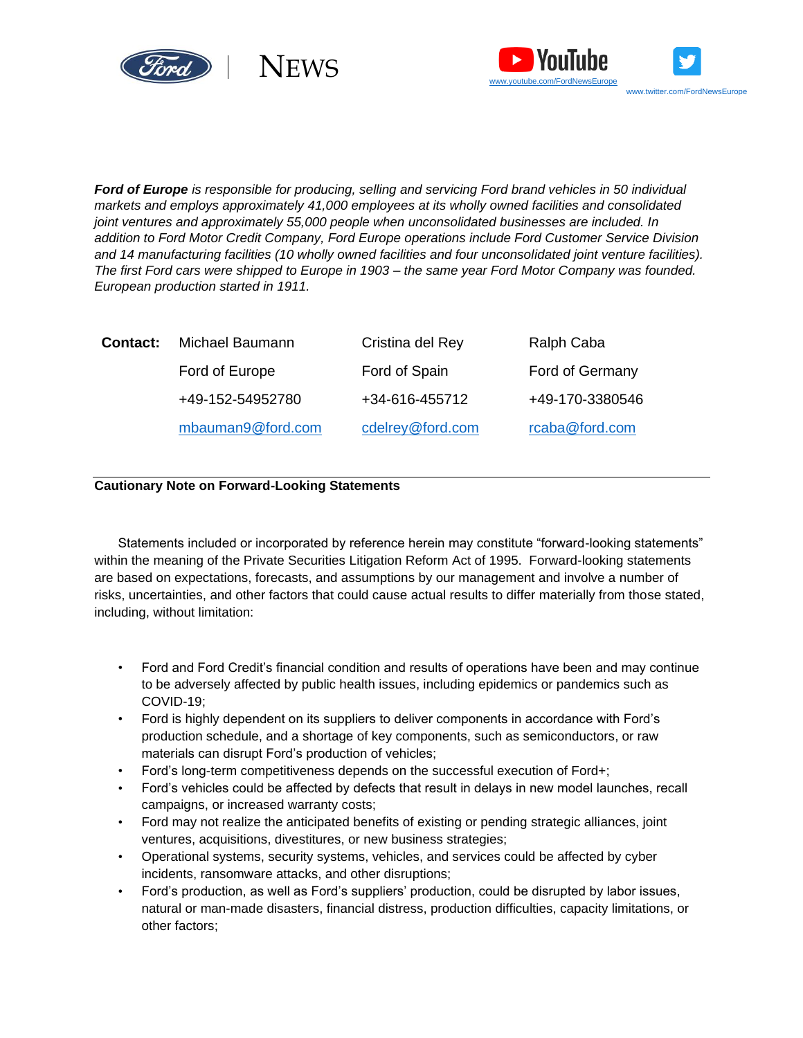*__Ford of Europe__ is responsible for producing, selling and servicing Ford brand vehicles in 50 individual markets and employs approximately 41,000 employees at its wholly owned facilities and consolidated joint ventures and approximately 55,000 people when unconsolidated businesses are included. In addition to Ford Motor Credit Company, Ford Europe operations include Ford Customer Service Division and 14 manufacturing facilities (10 wholly owned facilities and four unconsolidated joint venture facilities). The first Ford cars were shipped to Europe in 1903 – the same year Ford Motor Company was founded. European production started in 1911.*

| **Contact:** | Michael Baumann | Cristina del Rey | Ralph Caba |
|---|---|---|---|
| | Ford of Europe | Ford of Spain | Ford of Germany |
| | +49-152-54952780 | +34-616-455712 | +49-170-3380546 |
| | mbauman9@ford.com | cdelrey@ford.com | rcaba@ford.com |

**Cautionary Note on Forward-Looking Statements**

Statements included or incorporated by reference herein may constitute "forward-looking statements" within the meaning of the Private Securities Litigation Reform Act of 1995. Forward-looking statements are based on expectations, forecasts, and assumptions by our management and involve a number of risks, uncertainties, and other factors that could cause actual results to differ materially from those stated, including, without limitation:

- Ford and Ford Credit's financial condition and results of operations have been and may continue to be adversely affected by public health issues, including epidemics or pandemics such as COVID-19;
- Ford is highly dependent on its suppliers to deliver components in accordance with Ford's production schedule, and a shortage of key components, such as semiconductors, or raw materials can disrupt Ford's production of vehicles;
- Ford's long-term competitiveness depends on the successful execution of Ford+;
- Ford's vehicles could be affected by defects that result in delays in new model launches, recall campaigns, or increased warranty costs;
- Ford may not realize the anticipated benefits of existing or pending strategic alliances, joint ventures, acquisitions, divestitures, or new business strategies;
- Operational systems, security systems, vehicles, and services could be affected by cyber incidents, ransomware attacks, and other disruptions;
- Ford's production, as well as Ford's suppliers' production, could be disrupted by labor issues, natural or man-made disasters, financial distress, production difficulties, capacity limitations, or other factors;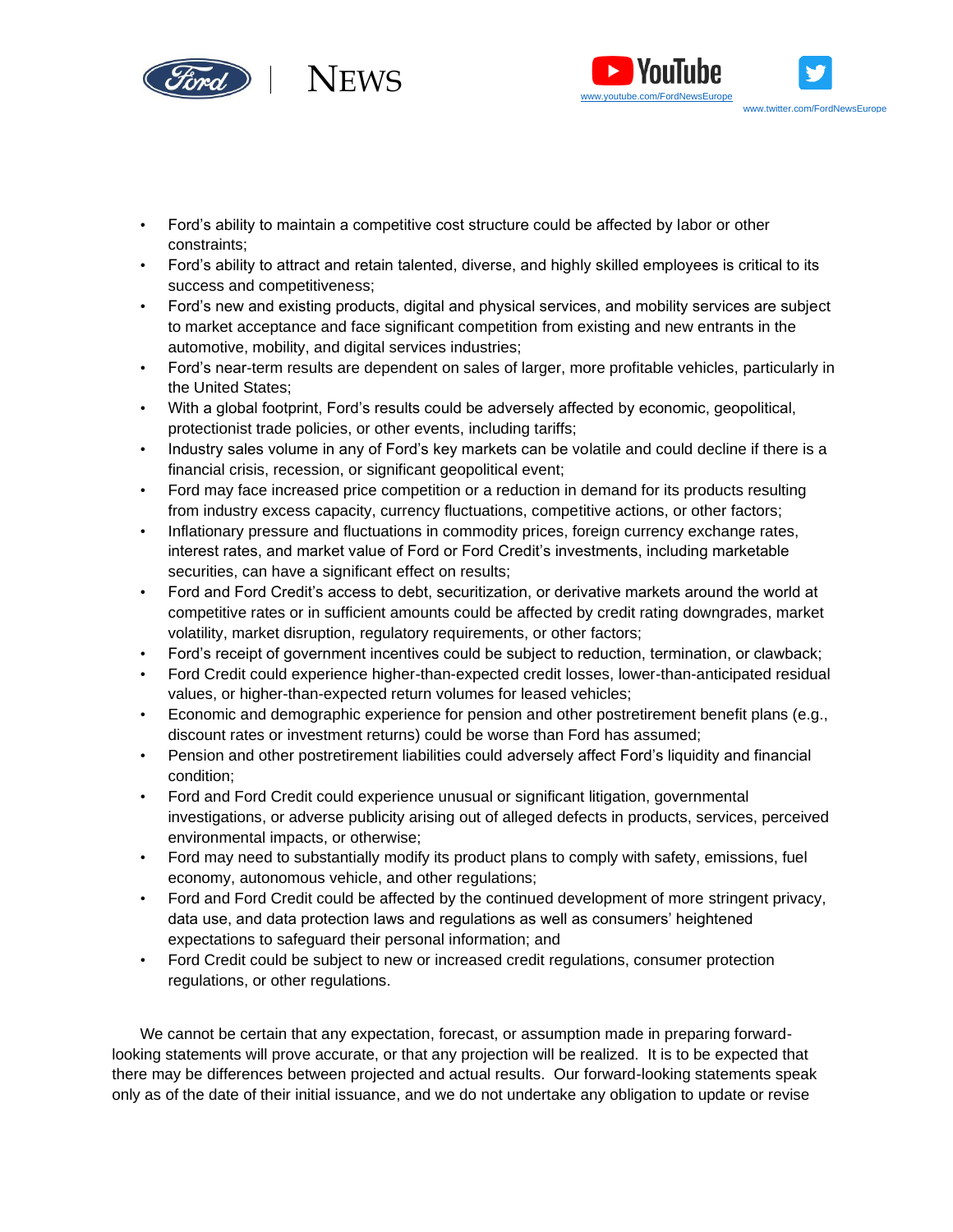- Ford's ability to maintain a competitive cost structure could be affected by labor or other constraints;
- Ford's ability to attract and retain talented, diverse, and highly skilled employees is critical to its success and competitiveness;
- Ford's new and existing products, digital and physical services, and mobility services are subject to market acceptance and face significant competition from existing and new entrants in the automotive, mobility, and digital services industries;
- Ford's near-term results are dependent on sales of larger, more profitable vehicles, particularly in the United States;
- With a global footprint, Ford's results could be adversely affected by economic, geopolitical, protectionist trade policies, or other events, including tariffs;
- Industry sales volume in any of Ford's key markets can be volatile and could decline if there is a financial crisis, recession, or significant geopolitical event;
- Ford may face increased price competition or a reduction in demand for its products resulting from industry excess capacity, currency fluctuations, competitive actions, or other factors;
- Inflationary pressure and fluctuations in commodity prices, foreign currency exchange rates, interest rates, and market value of Ford or Ford Credit's investments, including marketable securities, can have a significant effect on results;
- Ford and Ford Credit's access to debt, securitization, or derivative markets around the world at competitive rates or in sufficient amounts could be affected by credit rating downgrades, market volatility, market disruption, regulatory requirements, or other factors;
- Ford's receipt of government incentives could be subject to reduction, termination, or clawback;
- Ford Credit could experience higher-than-expected credit losses, lower-than-anticipated residual values, or higher-than-expected return volumes for leased vehicles;
- Economic and demographic experience for pension and other postretirement benefit plans (e.g., discount rates or investment returns) could be worse than Ford has assumed;
- Pension and other postretirement liabilities could adversely affect Ford's liquidity and financial condition;
- Ford and Ford Credit could experience unusual or significant litigation, governmental investigations, or adverse publicity arising out of alleged defects in products, services, perceived environmental impacts, or otherwise;
- Ford may need to substantially modify its product plans to comply with safety, emissions, fuel economy, autonomous vehicle, and other regulations;
- Ford and Ford Credit could be affected by the continued development of more stringent privacy, data use, and data protection laws and regulations as well as consumers' heightened expectations to safeguard their personal information; and
- Ford Credit could be subject to new or increased credit regulations, consumer protection regulations, or other regulations.

We cannot be certain that any expectation, forecast, or assumption made in preparing forward-looking statements will prove accurate, or that any projection will be realized. It is to be expected that there may be differences between projected and actual results. Our forward-looking statements speak only as of the date of their initial issuance, and we do not undertake any obligation to update or revise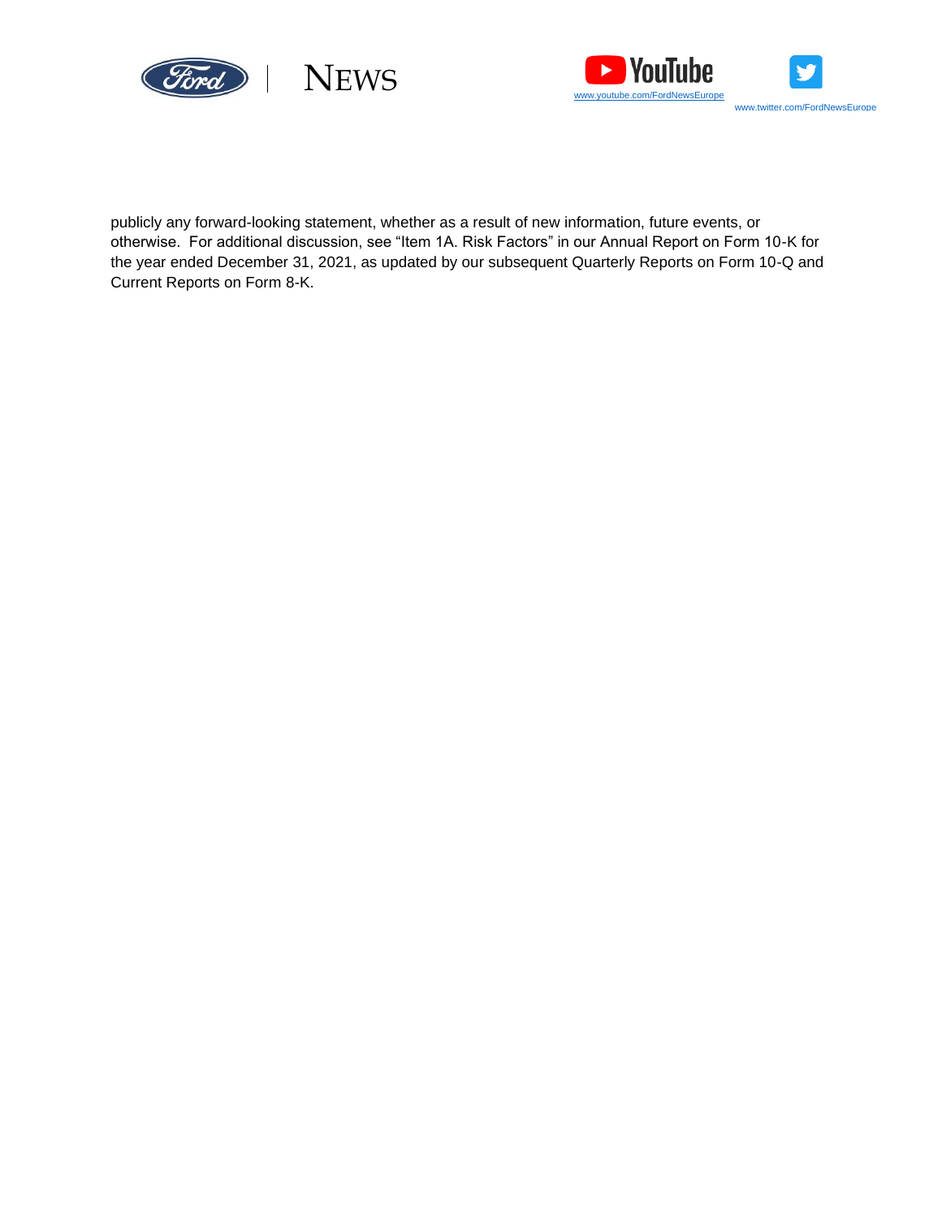publicly any forward-looking statement, whether as a result of new information, future events, or otherwise. For additional discussion, see "Item 1A. Risk Factors" in our Annual Report on Form 10-K for the year ended December 31, 2021, as updated by our subsequent Quarterly Reports on Form 10-Q and Current Reports on Form 8-K.